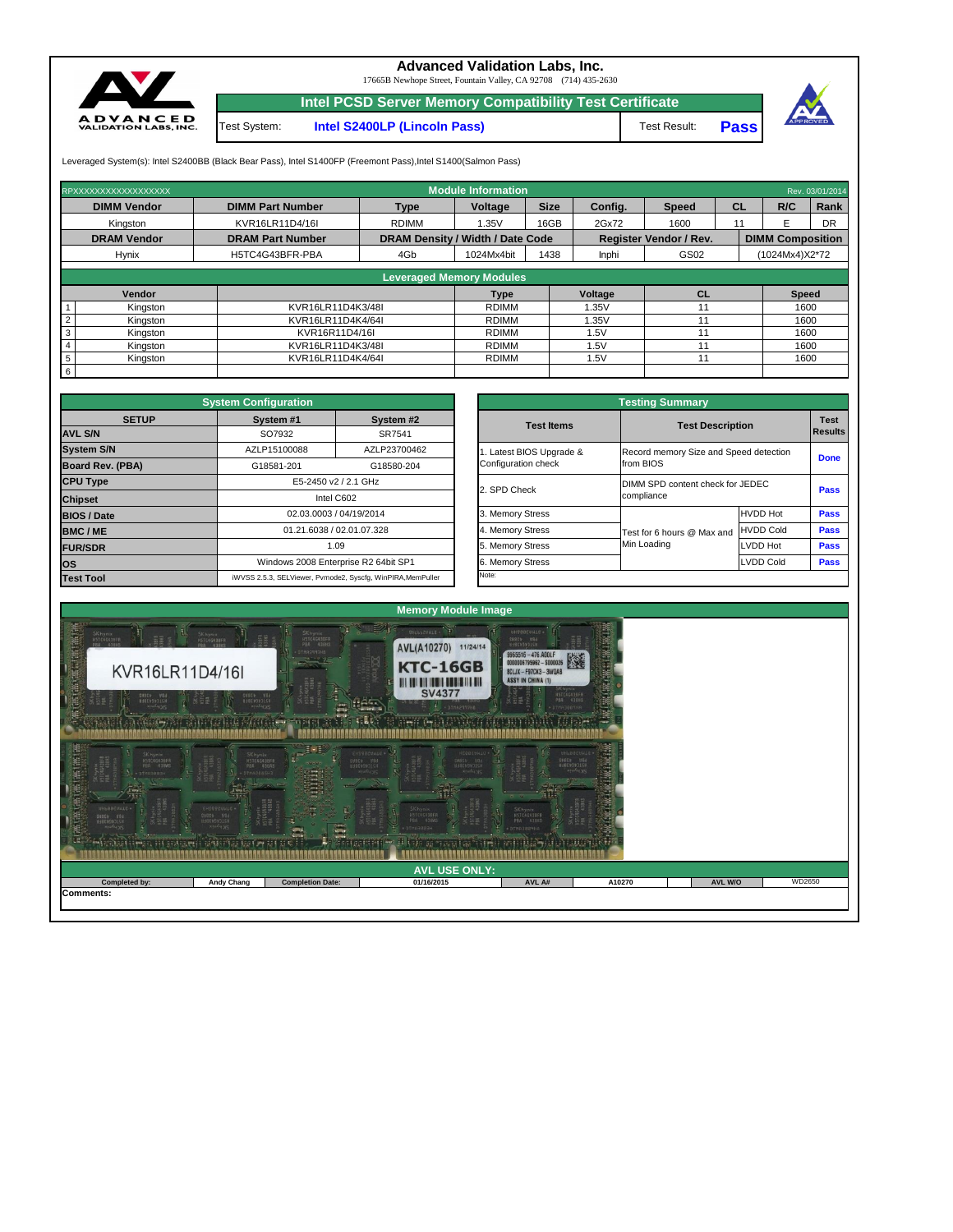# Advanced Validation Labs, Inc.

17665B Newhope Street, Fountain Valley, CA 92708 (714) 435-2630

## Intel PCSD Server Memory Compatibility Test Certificate

| Test System: | Intel S2400LP (Lincoln Pass) | Test Result: | **Pass** |
|---|---|---|---|

Leveraged System(s): Intel S2400BB (Black Bear Pass), Intel S1400FP (Freemont Pass),Intel S1400(Salmon Pass)

### Module Information

RPXXXXXXXXXXXXXXXXXX — Rev. 03/01/2014

| DIMM Vendor | DIMM Part Number | Type | Voltage | Size | Config. | Speed | CL | R/C | Rank |
|---|---|---|---|---|---|---|---|---|---|
| Kingston | KVR16LR11D4/16I | RDIMM | 1.35V | 16GB | 2Gx72 | 1600 | 11 | E | DR |

| DRAM Vendor | DRAM Part Number | DRAM Density / Width / Date Code | | | Register Vendor / Rev. | | DIMM Composition |
|---|---|---|---|---|---|---|---|
| Hynix | H5TC4G43BFR-PBA | 4Gb | 1024Mx4bit | 1438 | Inphi | GS02 | (1024Mx4)X2*72 |

### Leveraged Memory Modules

| | Vendor | | Type | Voltage | CL | Speed |
|---|---|---|---|---|---|---|
| 1 | Kingston | KVR16LR11D4K3/48I | RDIMM | 1.35V | 11 | 1600 |
| 2 | Kingston | KVR16LR11D4K4/64I | RDIMM | 1.35V | 11 | 1600 |
| 3 | Kingston | KVR16R11D4/16I | RDIMM | 1.5V | 11 | 1600 |
| 4 | Kingston | KVR16LR11D4K3/48I | RDIMM | 1.5V | 11 | 1600 |
| 5 | Kingston | KVR16LR11D4K4/64I | RDIMM | 1.5V | 11 | 1600 |
| 6 | | | | | | |

### System Configuration

| SETUP | System #1 | System #2 |
|---|---|---|
| AVL S/N | SO7932 | SR7541 |
| System S/N | AZLP15100088 | AZLP23700462 |
| Board Rev. (PBA) | G18581-201 | G18580-204 |
| CPU Type | E5-2450 v2 / 2.1 GHz | |
| Chipset | Intel C602 | |
| BIOS / Date | 02.03.0003 / 04/19/2014 | |
| BMC / ME | 01.21.6038 / 02.01.07.328 | |
| FUR/SDR | 1.09 | |
| OS | Windows 2008 Enterprise R2 64bit SP1 | |
| Test Tool | iWVSS 2.5.3, SELViewer, Pvmode2, Syscfg, WinPIRA,MemPuller | |

### Testing Summary

| Test Items | Test Description | | Test Results |
|---|---|---|---|
| 1. Latest BIOS Upgrade & Configuration check | Record memory Size and Speed detection from BIOS | | **Done** |
| 2. SPD Check | DIMM SPD content check for JEDEC compliance | | **Pass** |
| 3. Memory Stress | Test for 6 hours @ Max and Min Loading | HVDD Hot | **Pass** |
| 4. Memory Stress | | HVDD Cold | **Pass** |
| 5. Memory Stress | | LVDD Hot | **Pass** |
| 6. Memory Stress | | LVDD Cold | **Pass** |

Note:

### Memory Module Image

### AVL USE ONLY:

| Completed by: | Andy Chang | Completion Date: | 01/16/2015 | AVL A# | A10270 | AVL W/O | WD2650 |
|---|---|---|---|---|---|---|---|

**Comments:**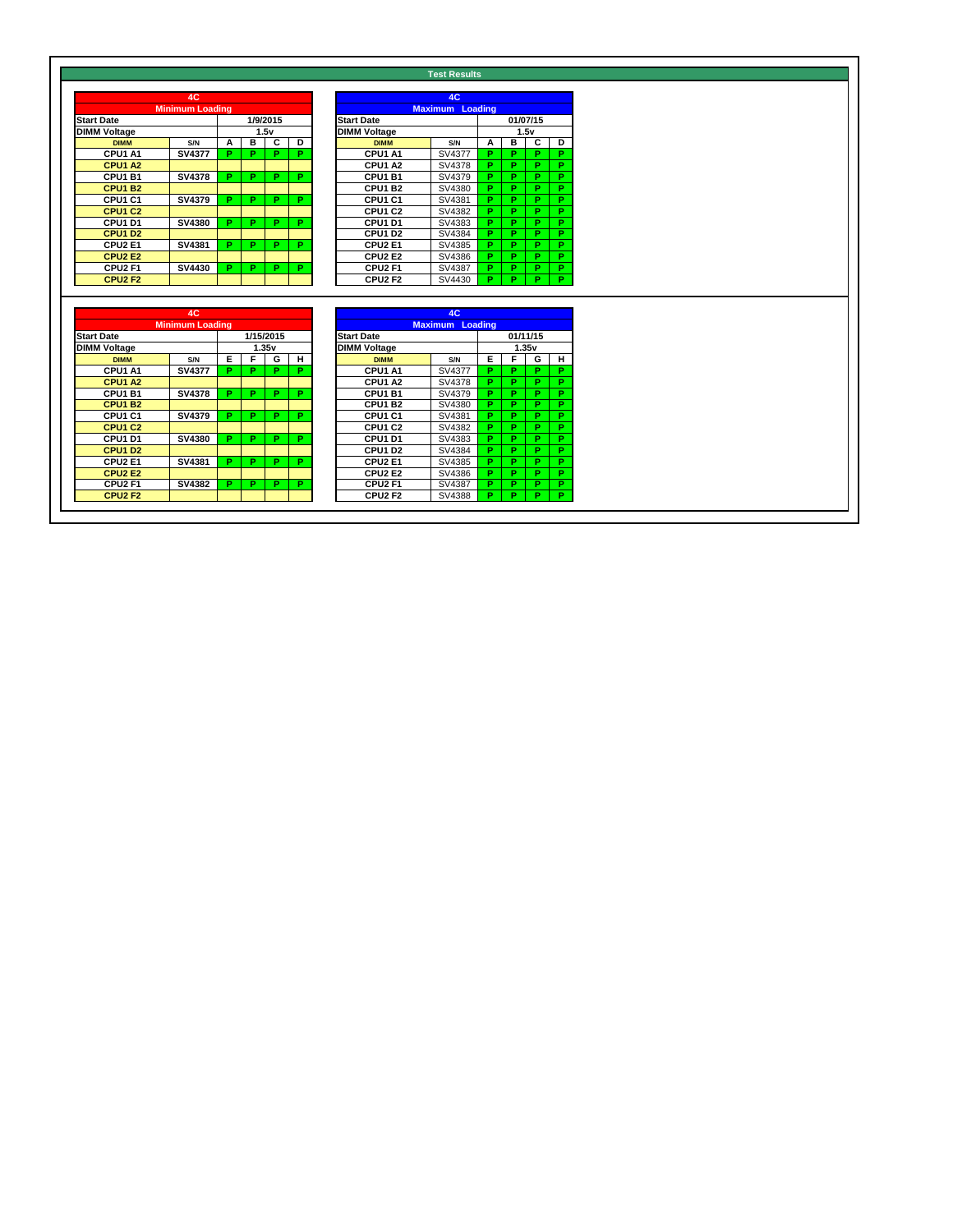# Test Results

| 4C Minimum Loading | | | | | |
|---|---|---|---|---|---|
| Start Date | | 1/9/2015 | | | |
| DIMM Voltage | | 1.5v | | | |
| DIMM | S/N | A | B | C | D |
| CPU1 A1 | SV4377 | P | P | P | P |
| CPU1 A2 | | | | | |
| CPU1 B1 | SV4378 | P | P | P | P |
| CPU1 B2 | | | | | |
| CPU1 C1 | SV4379 | P | P | P | P |
| CPU1 C2 | | | | | |
| CPU1 D1 | SV4380 | P | P | P | P |
| CPU1 D2 | | | | | |
| CPU2 E1 | SV4381 | P | P | P | P |
| CPU2 E2 | | | | | |
| CPU2 F1 | SV4430 | P | P | P | P |
| CPU2 F2 | | | | | |

| 4C Maximum Loading | | | | | |
|---|---|---|---|---|---|
| Start Date | | 01/07/15 | | | |
| DIMM Voltage | | 1.5v | | | |
| DIMM | S/N | A | B | C | D |
| CPU1 A1 | SV4377 | P | P | P | P |
| CPU1 A2 | SV4378 | P | P | P | P |
| CPU1 B1 | SV4379 | P | P | P | P |
| CPU1 B2 | SV4380 | P | P | P | P |
| CPU1 C1 | SV4381 | P | P | P | P |
| CPU1 C2 | SV4382 | P | P | P | P |
| CPU1 D1 | SV4383 | P | P | P | P |
| CPU1 D2 | SV4384 | P | P | P | P |
| CPU2 E1 | SV4385 | P | P | P | P |
| CPU2 E2 | SV4386 | P | P | P | P |
| CPU2 F1 | SV4387 | P | P | P | P |
| CPU2 F2 | SV4430 | P | P | P | P |

| 4C Minimum Loading | | | | | |
|---|---|---|---|---|---|
| Start Date | | 1/15/2015 | | | |
| DIMM Voltage | | 1.35v | | | |
| DIMM | S/N | E | F | G | H |
| CPU1 A1 | SV4377 | P | P | P | P |
| CPU1 A2 | | | | | |
| CPU1 B1 | SV4378 | P | P | P | P |
| CPU1 B2 | | | | | |
| CPU1 C1 | SV4379 | P | P | P | P |
| CPU1 C2 | | | | | |
| CPU1 D1 | SV4380 | P | P | P | P |
| CPU1 D2 | | | | | |
| CPU2 E1 | SV4381 | P | P | P | P |
| CPU2 E2 | | | | | |
| CPU2 F1 | SV4382 | P | P | P | P |
| CPU2 F2 | | | | | |

| 4C Maximum Loading | | | | | |
|---|---|---|---|---|---|
| Start Date | | 01/11/15 | | | |
| DIMM Voltage | | 1.35v | | | |
| DIMM | S/N | E | F | G | H |
| CPU1 A1 | SV4377 | P | P | P | P |
| CPU1 A2 | SV4378 | P | P | P | P |
| CPU1 B1 | SV4379 | P | P | P | P |
| CPU1 B2 | SV4380 | P | P | P | P |
| CPU1 C1 | SV4381 | P | P | P | P |
| CPU1 C2 | SV4382 | P | P | P | P |
| CPU1 D1 | SV4383 | P | P | P | P |
| CPU1 D2 | SV4384 | P | P | P | P |
| CPU2 E1 | SV4385 | P | P | P | P |
| CPU2 E2 | SV4386 | P | P | P | P |
| CPU2 F1 | SV4387 | P | P | P | P |
| CPU2 F2 | SV4388 | P | P | P | P |